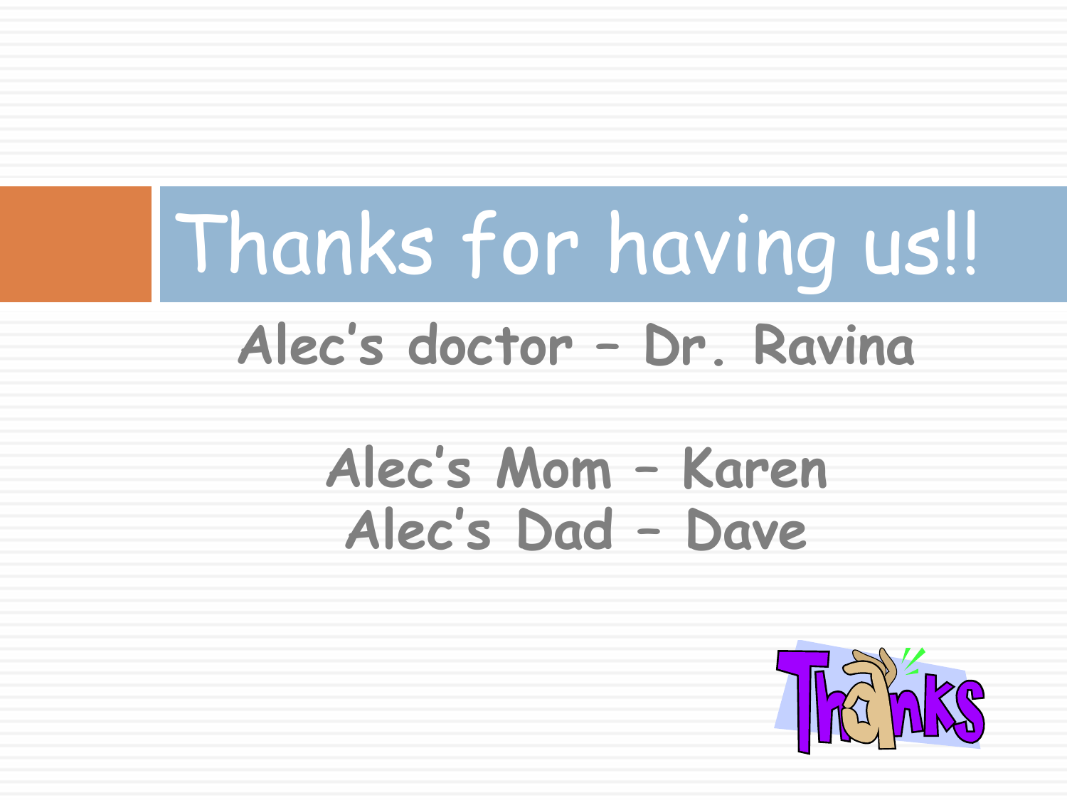# Thanks for having us!!

Alec's doctor – Dr. Ravina

Alec's Mom – Karen
Alec's Dad – Dave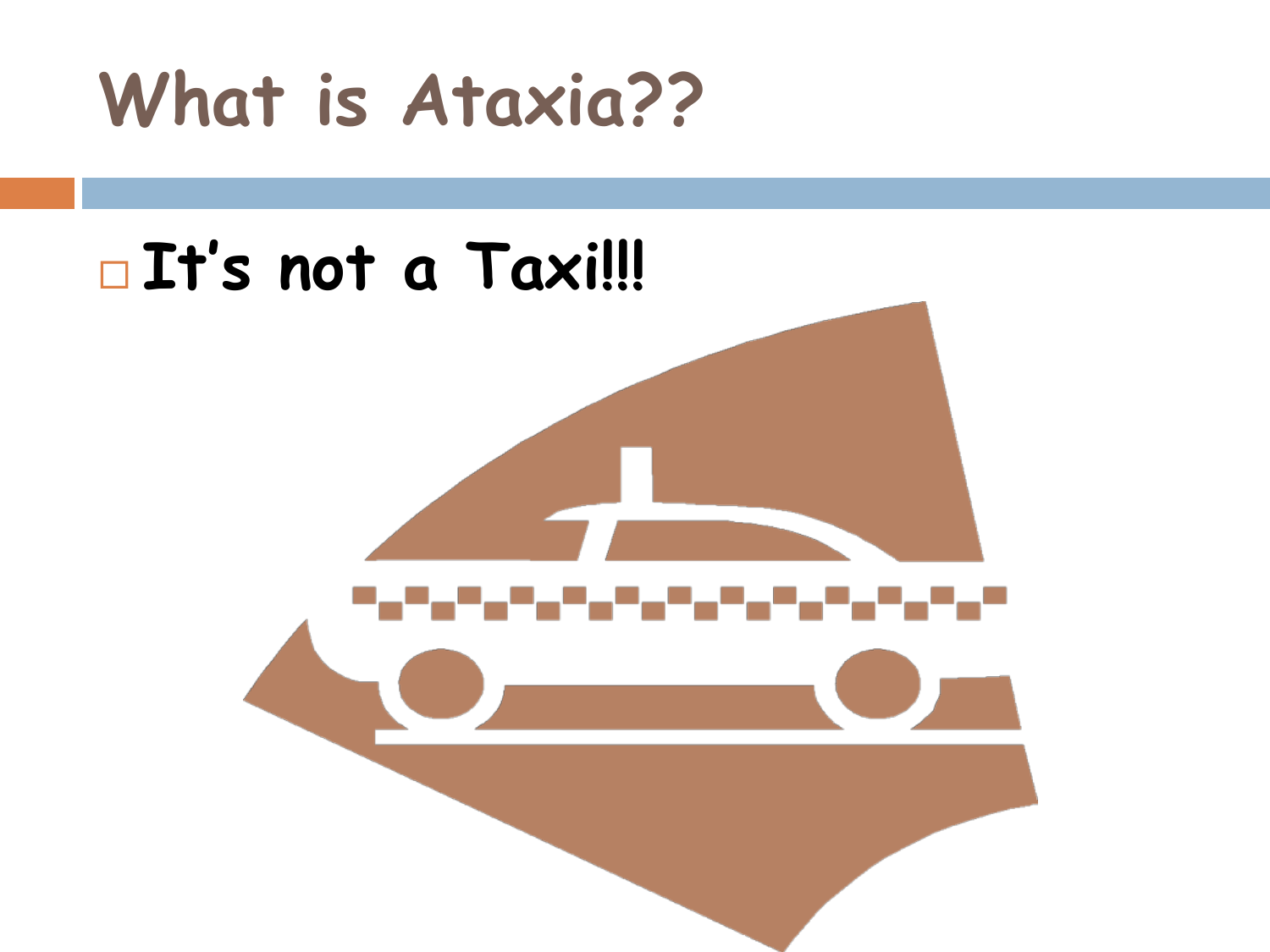# What is Ataxia??

- It's not a Taxi!!!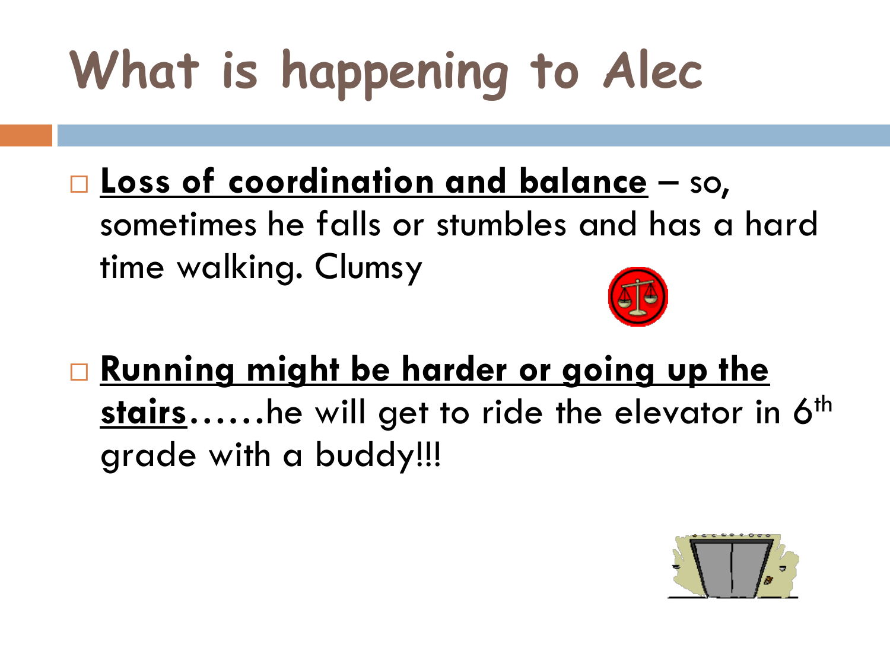# What is happening to Alec

- **Loss of coordination and balance** – so, sometimes he falls or stumbles and has a hard time walking. Clumsy
- **Running might be harder or going up the stairs**……he will get to ride the elevator in 6th grade with a buddy!!!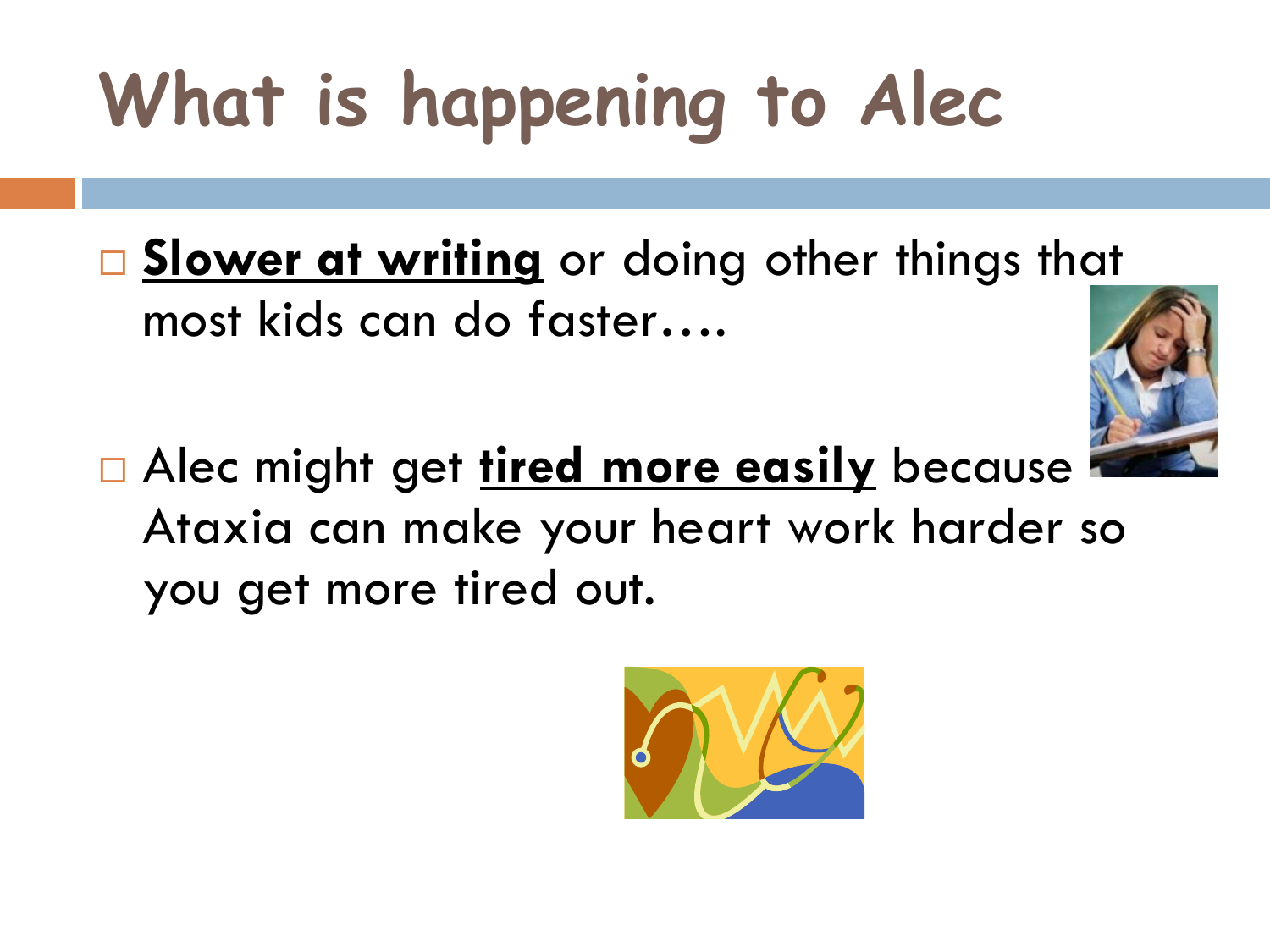# What is happening to Alec

- **Slower at writing** or doing other things that most kids can do faster….

- Alec might get **tired more easily** because Ataxia can make your heart work harder so you get more tired out.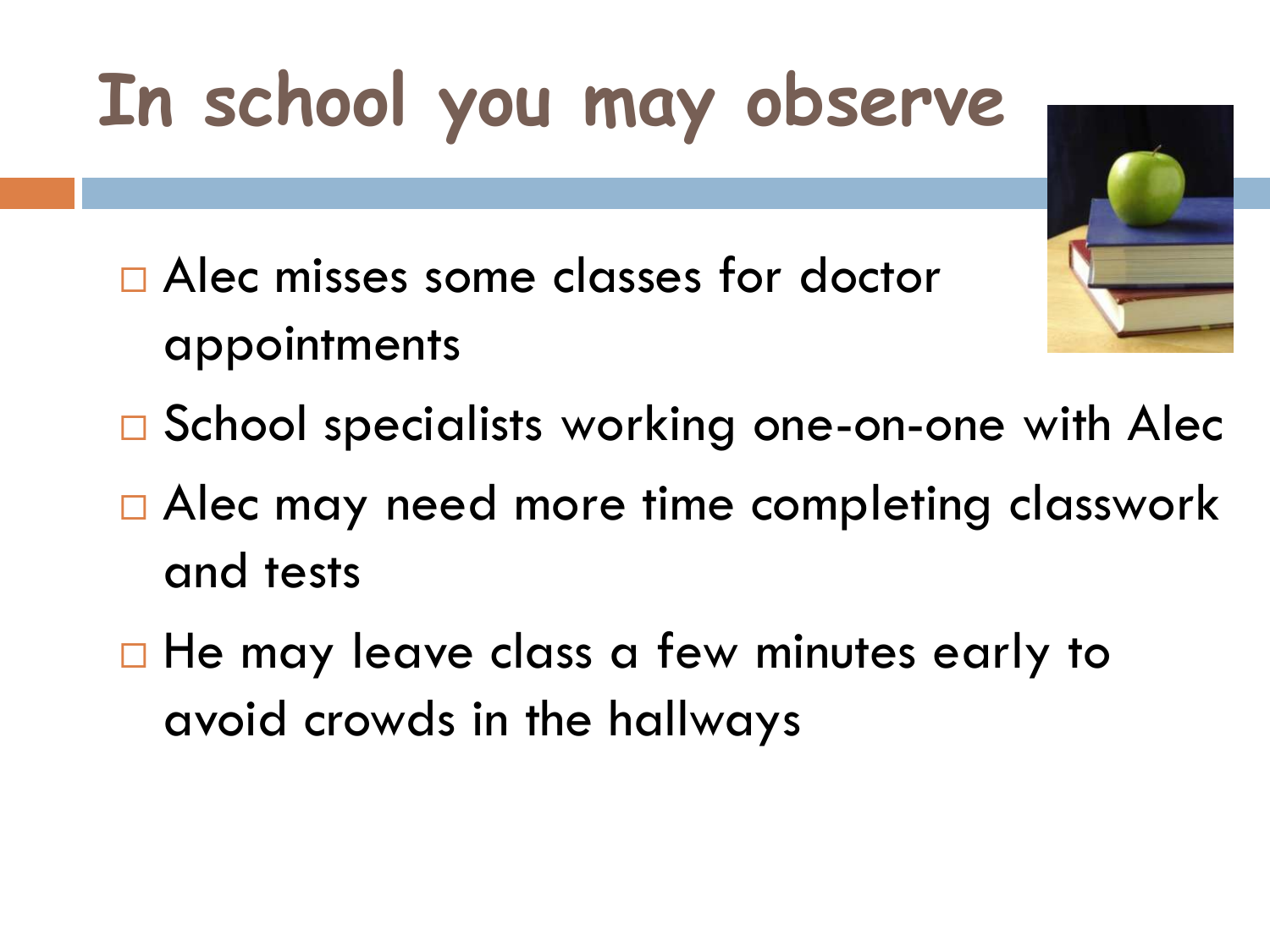# In school you may observe

- Alec misses some classes for doctor appointments
- School specialists working one-on-one with Alec
- Alec may need more time completing classwork and tests
- He may leave class a few minutes early to avoid crowds in the hallways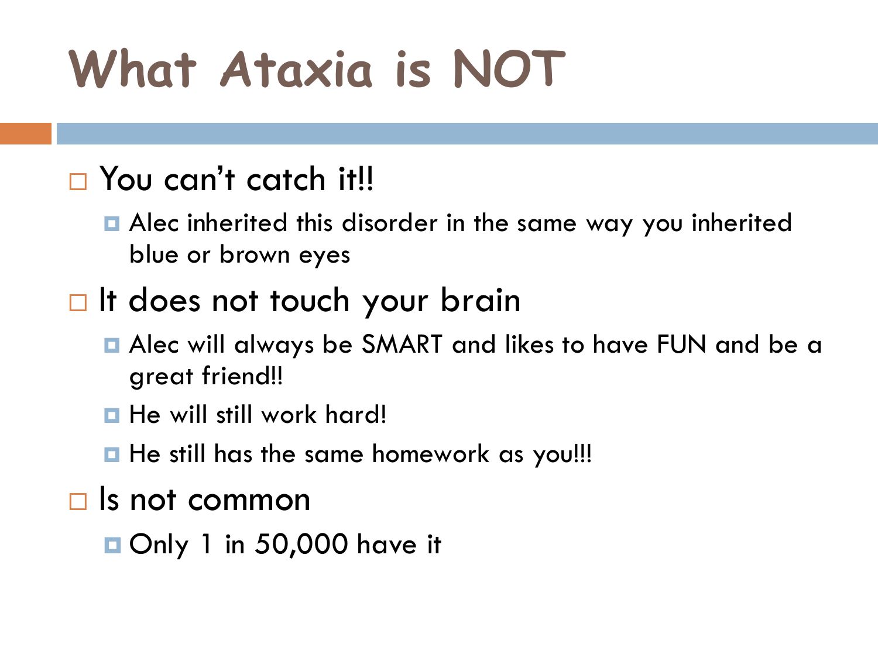# What Ataxia is NOT

- You can't catch it!!
  - Alec inherited this disorder in the same way you inherited blue or brown eyes
- It does not touch your brain
  - Alec will always be SMART and likes to have FUN and be a great friend!!
  - He will still work hard!
  - He still has the same homework as you!!!
- Is not common
  - Only 1 in 50,000 have it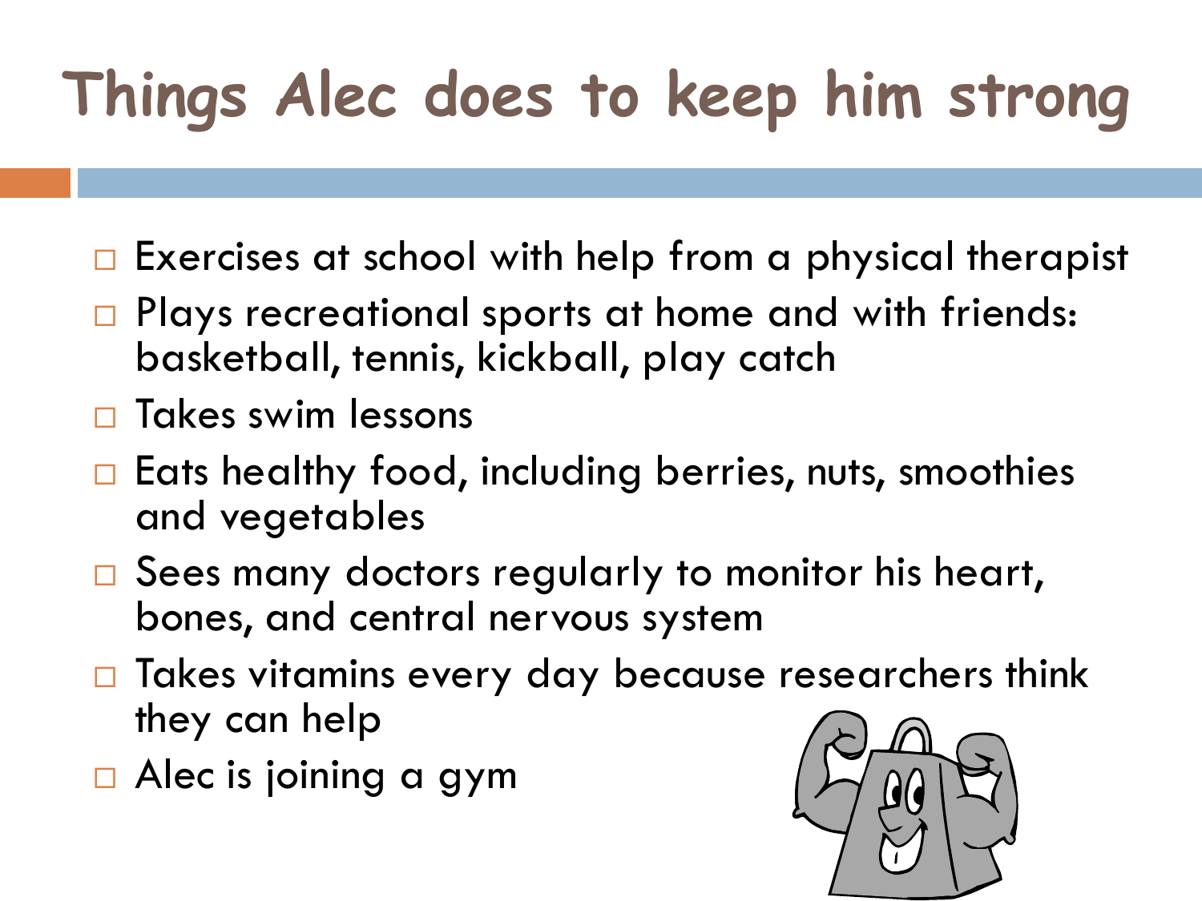# Things Alec does to keep him strong

- Exercises at school with help from a physical therapist
- Plays recreational sports at home and with friends: basketball, tennis, kickball, play catch
- Takes swim lessons
- Eats healthy food, including berries, nuts, smoothies and vegetables
- Sees many doctors regularly to monitor his heart, bones, and central nervous system
- Takes vitamins every day because researchers think they can help
- Alec is joining a gym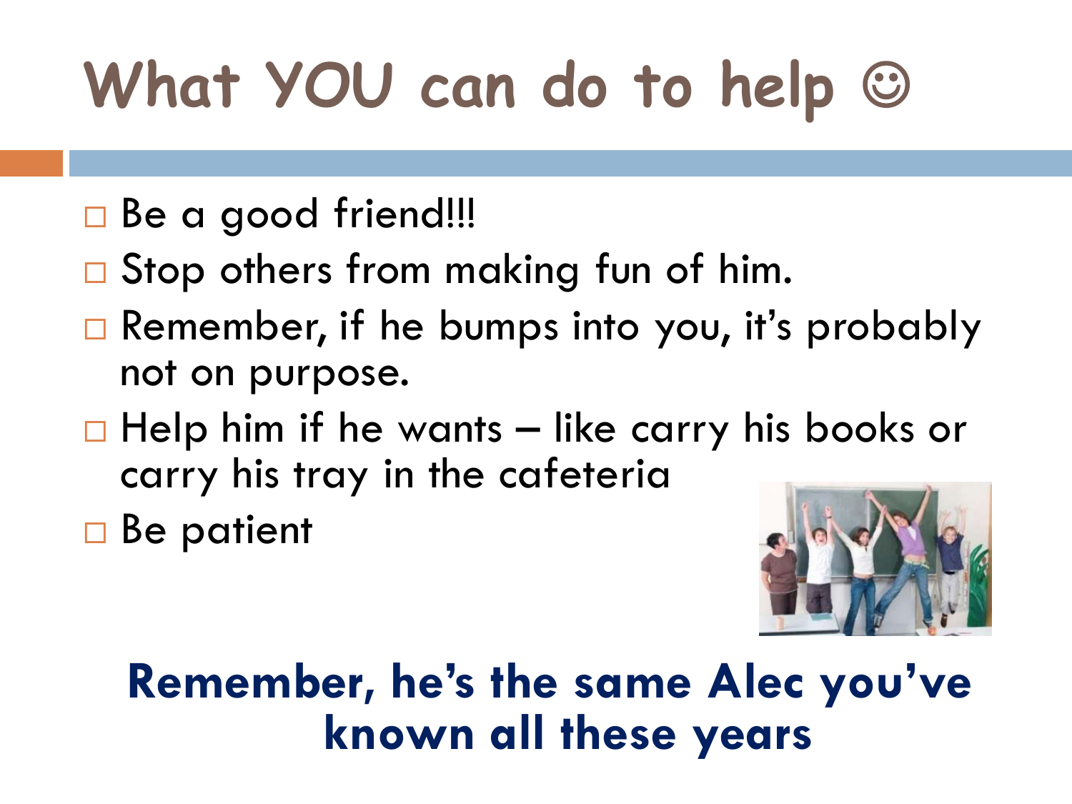# What YOU can do to help ☺

- Be a good friend!!!
- Stop others from making fun of him.
- Remember, if he bumps into you, it's probably not on purpose.
- Help him if he wants – like carry his books or carry his tray in the cafeteria
- Be patient

**Remember, he's the same Alec you've known all these years**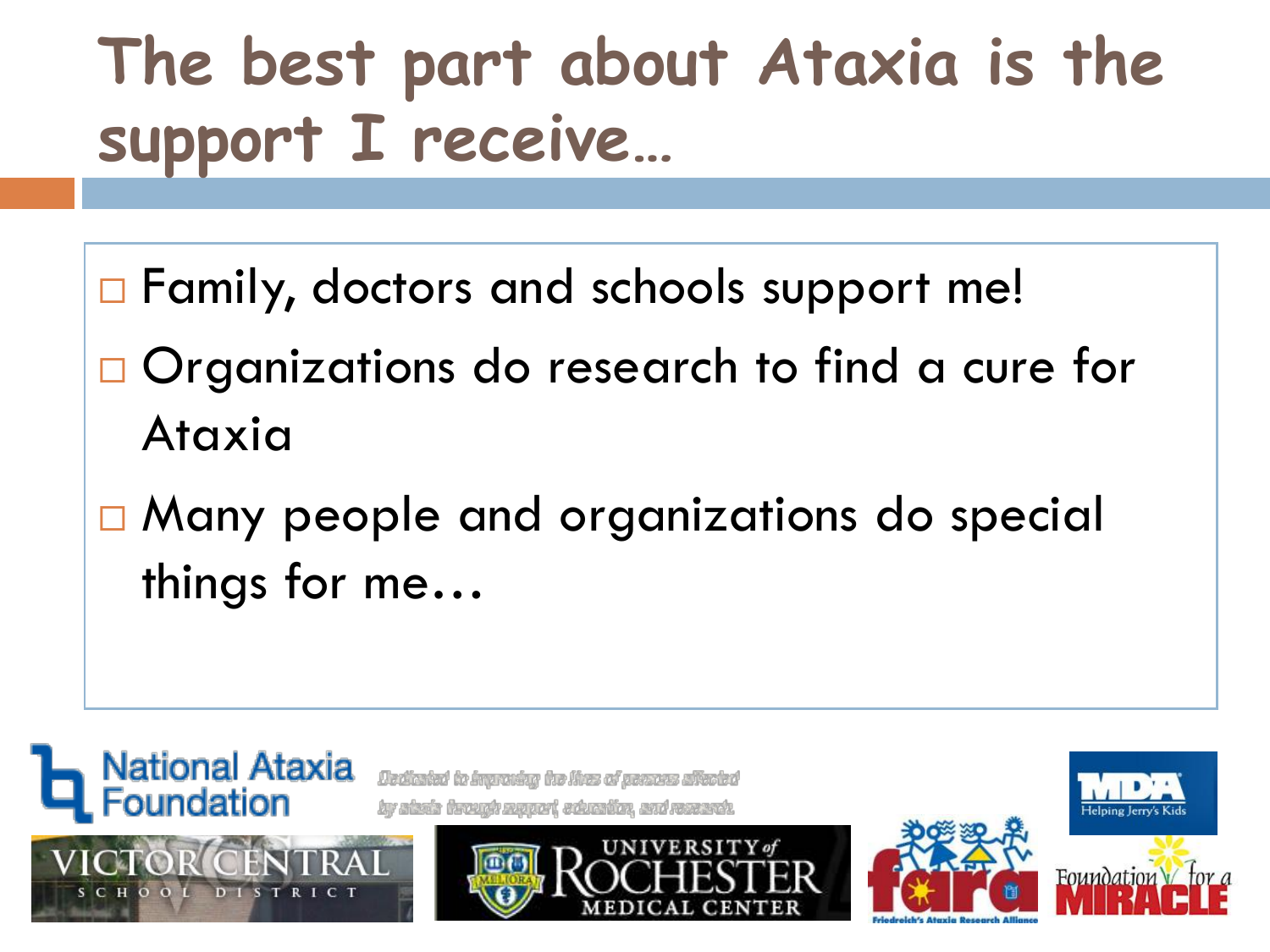# The best part about Ataxia is the support I receive…

- Family, doctors and schools support me!
- Organizations do research to find a cure for Ataxia
- Many people and organizations do special things for me…

National Ataxia Foundation

Dedicated to improving the lives of persons affected by ataxia through support, education, and research.

MDA Helping Jerry's Kids

VICTOR CENTRAL SCHOOL DISTRICT

UNIVERSITY of ROCHESTER MEDICAL CENTER

fara Friedreich's Ataxia Research Alliance

Foundation for a MIRACLE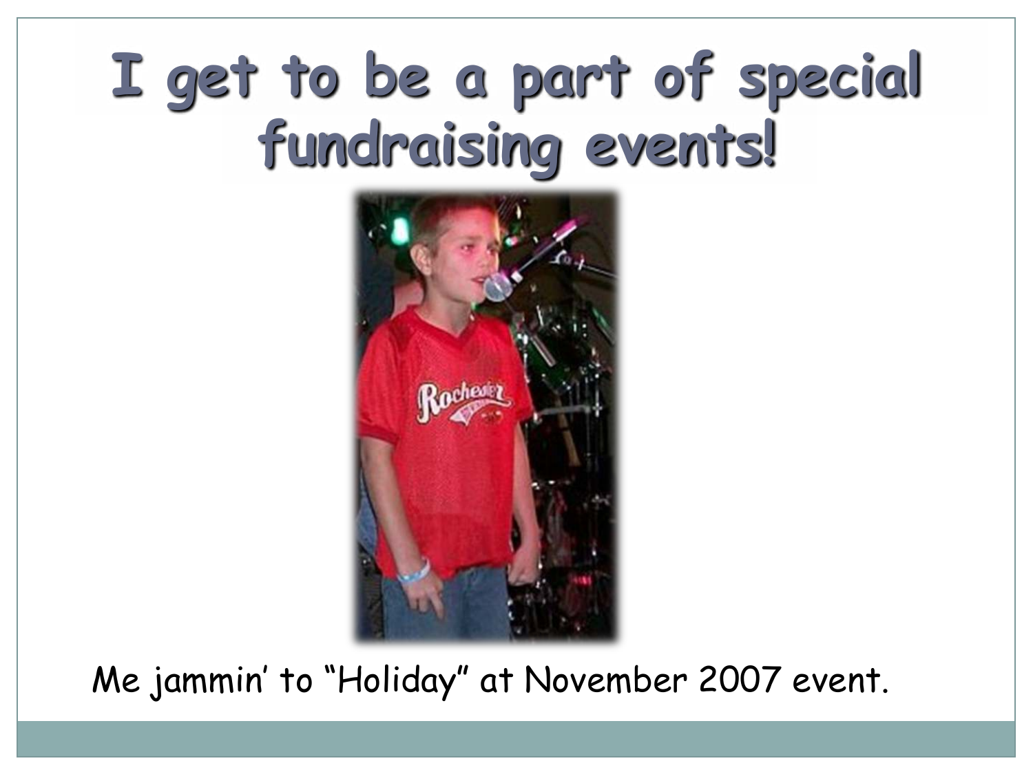# I get to be a part of special fundraising events!

Me jammin' to "Holiday" at November 2007 event.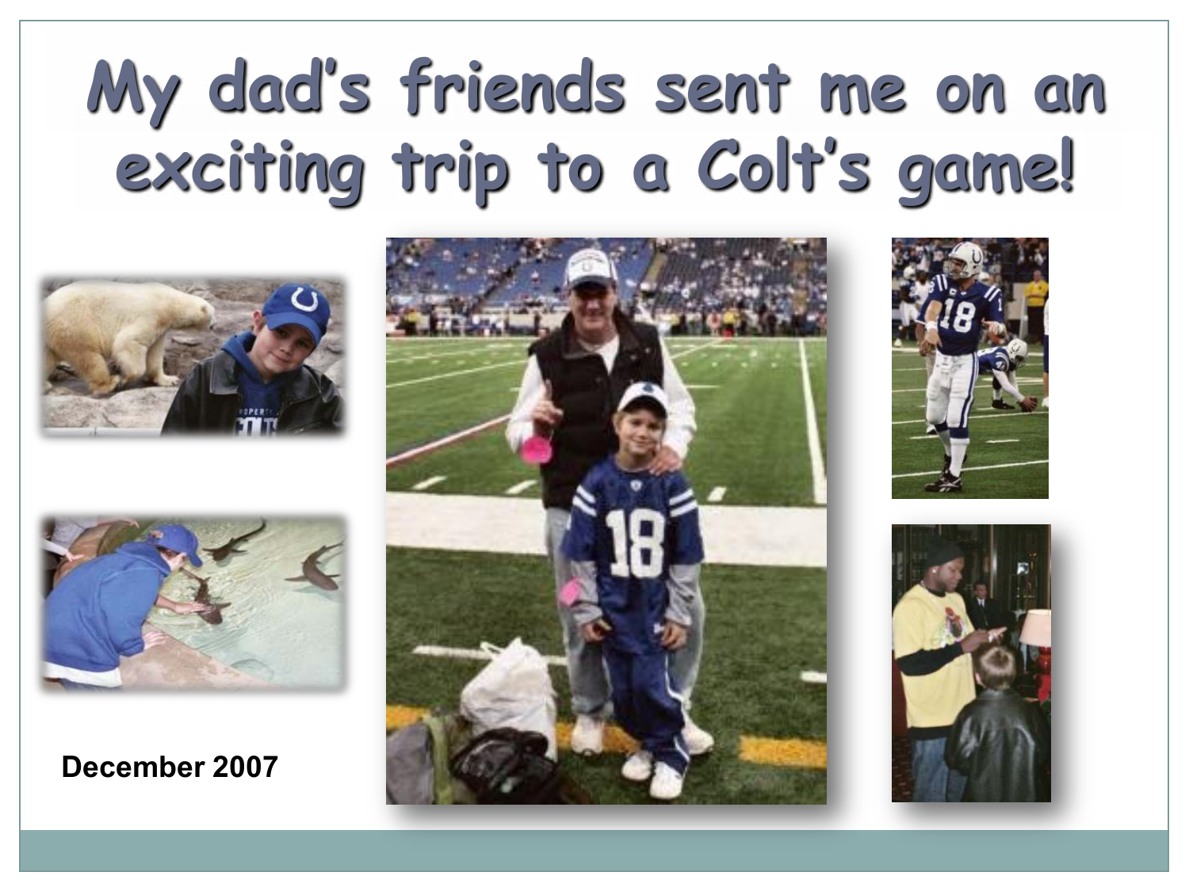# My dad's friends sent me on an exciting trip to a Colt's game!

December 2007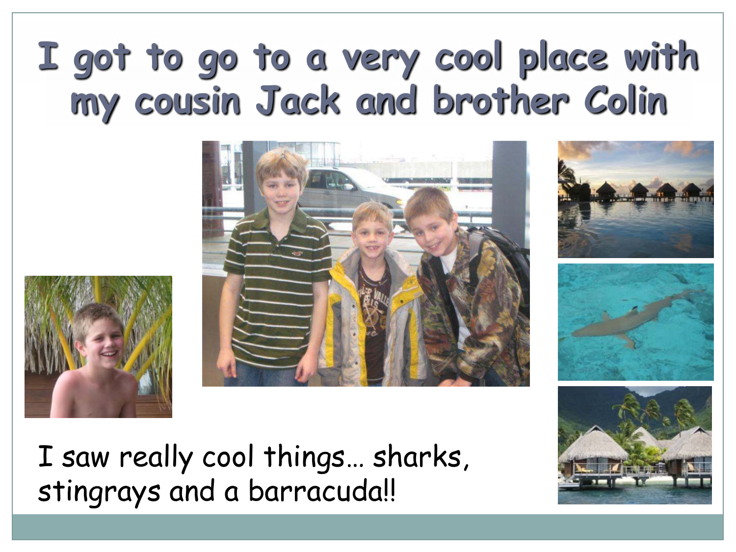# I got to go to a very cool place with my cousin Jack and brother Colin

I saw really cool things… sharks, stingrays and a barracuda!!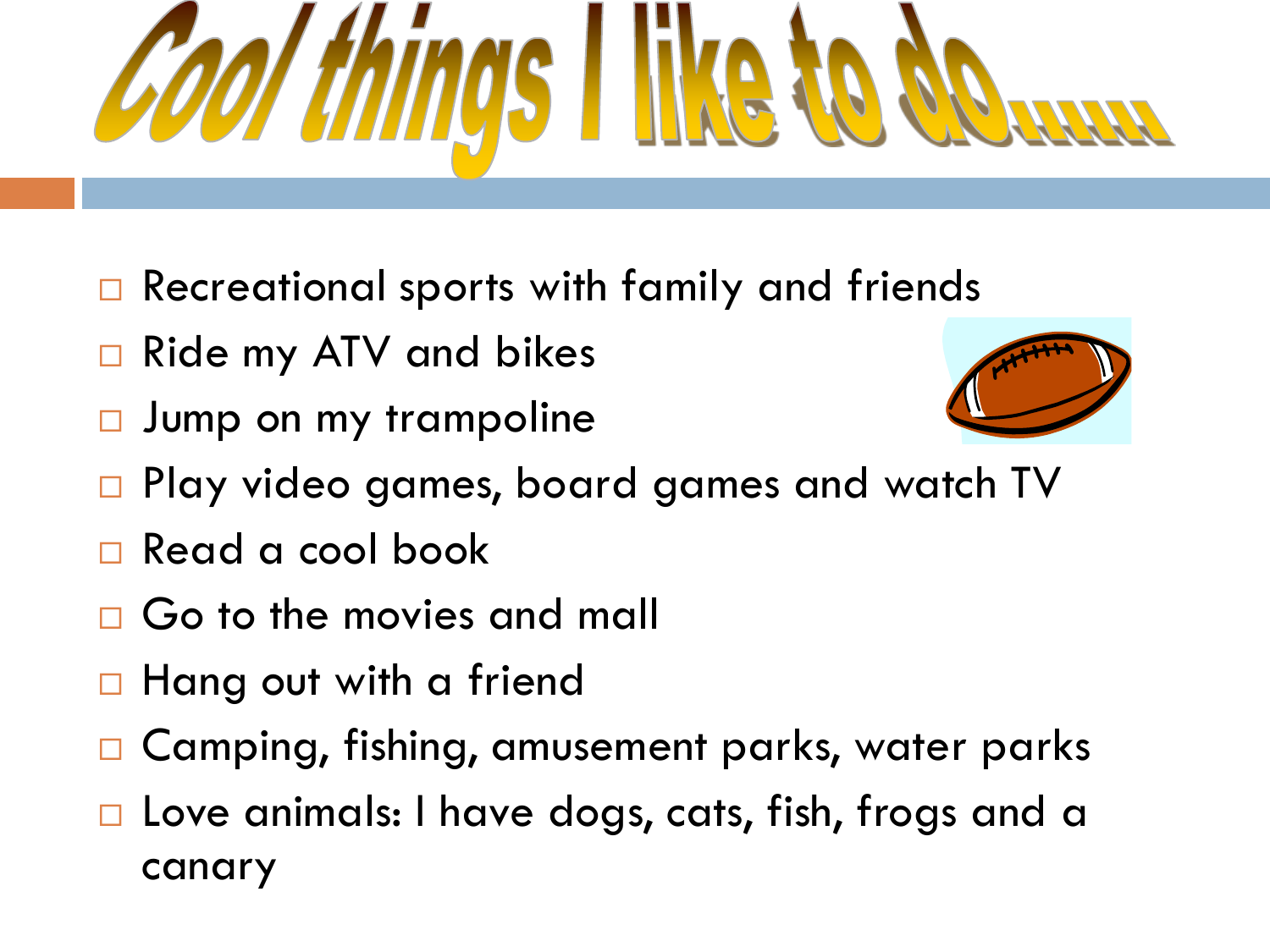# Cool things I like to do......

- Recreational sports with family and friends
- Ride my ATV and bikes
- Jump on my trampoline
- Play video games, board games and watch TV
- Read a cool book
- Go to the movies and mall
- Hang out with a friend
- Camping, fishing, amusement parks, water parks
- Love animals: I have dogs, cats, fish, frogs and a canary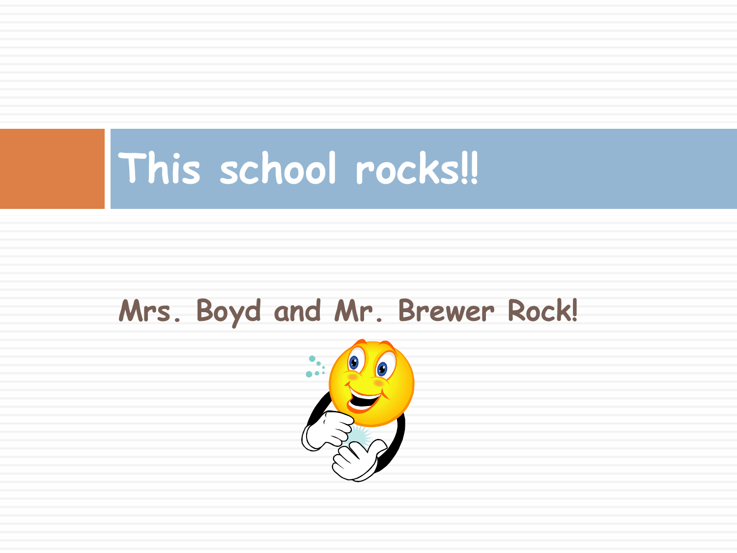# This school rocks!!

Mrs. Boyd and Mr. Brewer Rock!